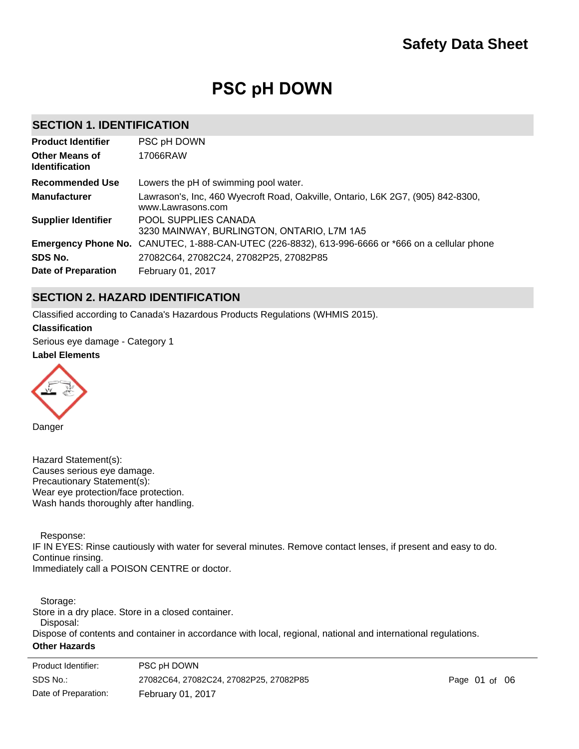# Safety Data Sheet

# PSC pH DOWN

## SECTION 1. IDENTIFICATION

| | |
|---|---|
| **Product Identifier** | PSC pH DOWN |
| **Other Means of Identification** | 17066RAW |
| **Recommended Use** | Lowers the pH of swimming pool water. |
| **Manufacturer** | Lawrason's, Inc, 460 Wyecroft Road, Oakville, Ontario, L6K 2G7, (905) 842-8300, www.Lawrasons.com |
| **Supplier Identifier** | POOL SUPPLIES CANADA<br>3230 MAINWAY, BURLINGTON, ONTARIO, L7M 1A5 |
| **Emergency Phone No.** | CANUTEC, 1-888-CAN-UTEC (226-8832), 613-996-6666 or *666 on a cellular phone |
| **SDS No.** | 27082C64, 27082C24, 27082P25, 27082P85 |
| **Date of Preparation** | February 01, 2017 |

## SECTION 2. HAZARD IDENTIFICATION

Classified according to Canada's Hazardous Products Regulations (WHMIS 2015).

**Classification**

Serious eye damage - Category 1

**Label Elements**

Danger

Hazard Statement(s):
Causes serious eye damage.
Precautionary Statement(s):
Wear eye protection/face protection.
Wash hands thoroughly after handling.

Response:
IF IN EYES: Rinse cautiously with water for several minutes. Remove contact lenses, if present and easy to do. Continue rinsing.
Immediately call a POISON CENTRE or doctor.

Storage:
Store in a dry place. Store in a closed container.
Disposal:
Dispose of contents and container in accordance with local, regional, national and international regulations.

**Other Hazards**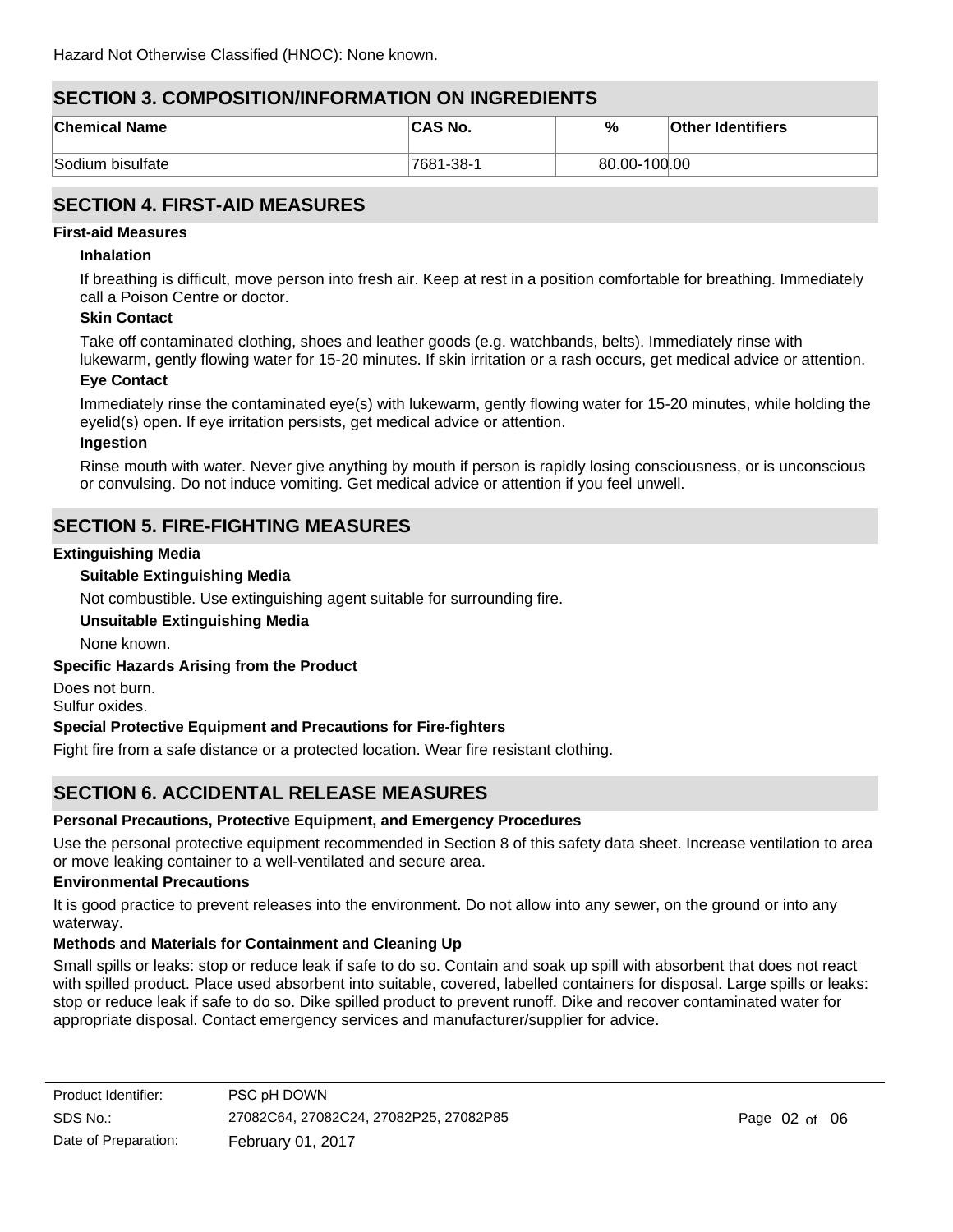Hazard Not Otherwise Classified (HNOC): None known.

## SECTION 3. COMPOSITION/INFORMATION ON INGREDIENTS

| Chemical Name | CAS No. | % | Other Identifiers |
|---|---|---|---|
| Sodium bisulfate | 7681-38-1 | 80.00-100.00 | |

## SECTION 4. FIRST-AID MEASURES

**First-aid Measures**

**Inhalation**

If breathing is difficult, move person into fresh air. Keep at rest in a position comfortable for breathing. Immediately call a Poison Centre or doctor.

**Skin Contact**

Take off contaminated clothing, shoes and leather goods (e.g. watchbands, belts). Immediately rinse with lukewarm, gently flowing water for 15-20 minutes. If skin irritation or a rash occurs, get medical advice or attention.

**Eye Contact**

Immediately rinse the contaminated eye(s) with lukewarm, gently flowing water for 15-20 minutes, while holding the eyelid(s) open. If eye irritation persists, get medical advice or attention.

**Ingestion**

Rinse mouth with water. Never give anything by mouth if person is rapidly losing consciousness, or is unconscious or convulsing. Do not induce vomiting. Get medical advice or attention if you feel unwell.

## SECTION 5. FIRE-FIGHTING MEASURES

**Extinguishing Media**

**Suitable Extinguishing Media**

Not combustible. Use extinguishing agent suitable for surrounding fire.

**Unsuitable Extinguishing Media**

None known.

**Specific Hazards Arising from the Product**

Does not burn.
Sulfur oxides.

**Special Protective Equipment and Precautions for Fire-fighters**

Fight fire from a safe distance or a protected location. Wear fire resistant clothing.

## SECTION 6. ACCIDENTAL RELEASE MEASURES

**Personal Precautions, Protective Equipment, and Emergency Procedures**

Use the personal protective equipment recommended in Section 8 of this safety data sheet. Increase ventilation to area or move leaking container to a well-ventilated and secure area.

**Environmental Precautions**

It is good practice to prevent releases into the environment. Do not allow into any sewer, on the ground or into any waterway.

**Methods and Materials for Containment and Cleaning Up**

Small spills or leaks: stop or reduce leak if safe to do so. Contain and soak up spill with absorbent that does not react with spilled product. Place used absorbent into suitable, covered, labelled containers for disposal. Large spills or leaks: stop or reduce leak if safe to do so. Dike spilled product to prevent runoff. Dike and recover contaminated water for appropriate disposal. Contact emergency services and manufacturer/supplier for advice.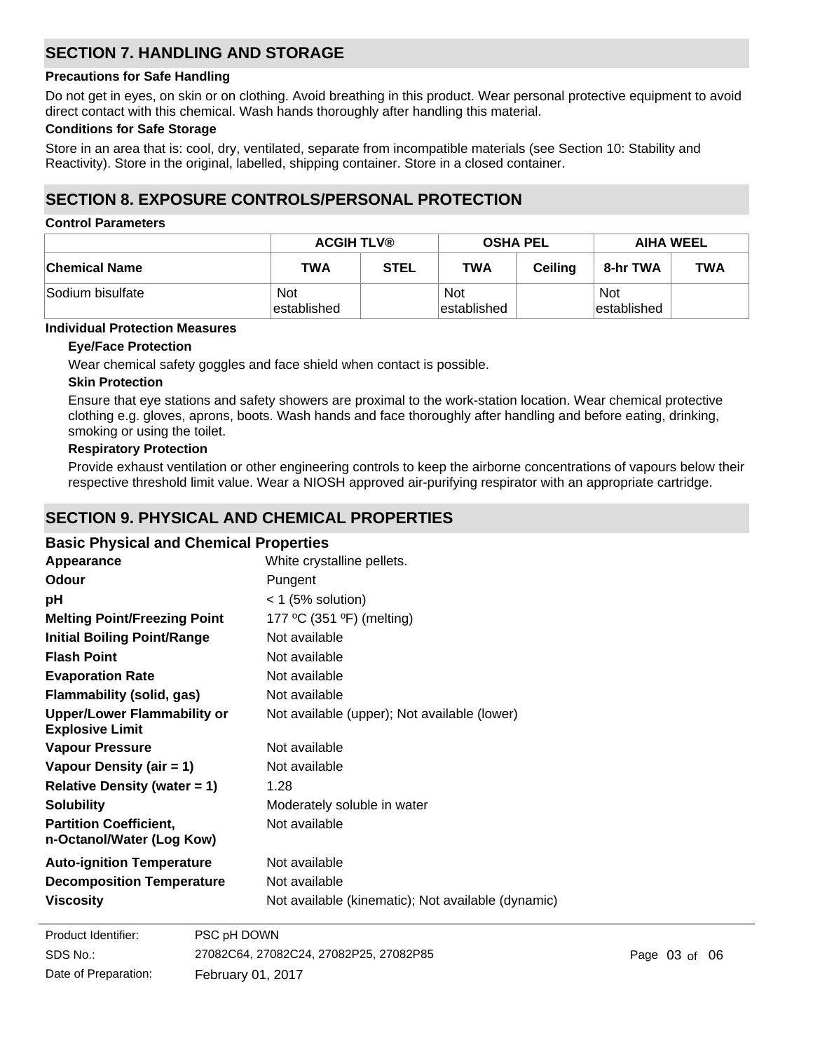## SECTION 7. HANDLING AND STORAGE

**Precautions for Safe Handling**

Do not get in eyes, on skin or on clothing. Avoid breathing in this product. Wear personal protective equipment to avoid direct contact with this chemical. Wash hands thoroughly after handling this material.

**Conditions for Safe Storage**

Store in an area that is: cool, dry, ventilated, separate from incompatible materials (see Section 10: Stability and Reactivity). Store in the original, labelled, shipping container. Store in a closed container.

## SECTION 8. EXPOSURE CONTROLS/PERSONAL PROTECTION

**Control Parameters**

| | ACGIH TLV® | | OSHA PEL | | AIHA WEEL | |
|---|---|---|---|---|---|---|
| **Chemical Name** | **TWA** | **STEL** | **TWA** | **Ceiling** | **8-hr TWA** | **TWA** |
| Sodium bisulfate | Not established | | Not established | | Not established | |

**Individual Protection Measures**

**Eye/Face Protection**

Wear chemical safety goggles and face shield when contact is possible.

**Skin Protection**

Ensure that eye stations and safety showers are proximal to the work-station location. Wear chemical protective clothing e.g. gloves, aprons, boots. Wash hands and face thoroughly after handling and before eating, drinking, smoking or using the toilet.

**Respiratory Protection**

Provide exhaust ventilation or other engineering controls to keep the airborne concentrations of vapours below their respective threshold limit value. Wear a NIOSH approved air-purifying respirator with an appropriate cartridge.

## SECTION 9. PHYSICAL AND CHEMICAL PROPERTIES

### Basic Physical and Chemical Properties

| | |
|---|---|
| **Appearance** | White crystalline pellets. |
| **Odour** | Pungent |
| **pH** | < 1 (5% solution) |
| **Melting Point/Freezing Point** | 177 ºC (351 ºF) (melting) |
| **Initial Boiling Point/Range** | Not available |
| **Flash Point** | Not available |
| **Evaporation Rate** | Not available |
| **Flammability (solid, gas)** | Not available |
| **Upper/Lower Flammability or Explosive Limit** | Not available (upper); Not available (lower) |
| **Vapour Pressure** | Not available |
| **Vapour Density (air = 1)** | Not available |
| **Relative Density (water = 1)** | 1.28 |
| **Solubility** | Moderately soluble in water |
| **Partition Coefficient, n-Octanol/Water (Log Kow)** | Not available |
| **Auto-ignition Temperature** | Not available |
| **Decomposition Temperature** | Not available |
| **Viscosity** | Not available (kinematic); Not available (dynamic) |

Product Identifier: PSC pH DOWN
SDS No.: 27082C64, 27082C24, 27082P25, 27082P85
Date of Preparation: February 01, 2017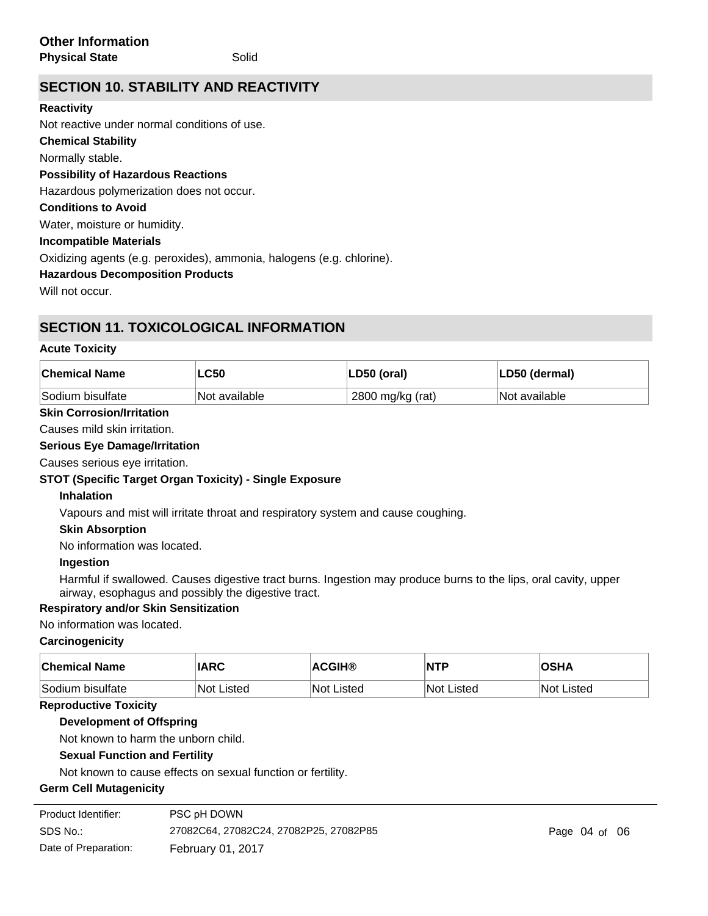### Other Information

**Physical State** Solid

## SECTION 10. STABILITY AND REACTIVITY

**Reactivity**

Not reactive under normal conditions of use.

**Chemical Stability**

Normally stable.

**Possibility of Hazardous Reactions**

Hazardous polymerization does not occur.

**Conditions to Avoid**

Water, moisture or humidity.

**Incompatible Materials**

Oxidizing agents (e.g. peroxides), ammonia, halogens (e.g. chlorine).

**Hazardous Decomposition Products**

Will not occur.

## SECTION 11. TOXICOLOGICAL INFORMATION

**Acute Toxicity**

| Chemical Name | LC50 | LD50 (oral) | LD50 (dermal) |
|---|---|---|---|
| Sodium bisulfate | Not available | 2800 mg/kg (rat) | Not available |

**Skin Corrosion/Irritation**

Causes mild skin irritation.

**Serious Eye Damage/Irritation**

Causes serious eye irritation.

**STOT (Specific Target Organ Toxicity) - Single Exposure**

**Inhalation**

Vapours and mist will irritate throat and respiratory system and cause coughing.

**Skin Absorption**

No information was located.

**Ingestion**

Harmful if swallowed. Causes digestive tract burns. Ingestion may produce burns to the lips, oral cavity, upper airway, esophagus and possibly the digestive tract.

**Respiratory and/or Skin Sensitization**

No information was located.

**Carcinogenicity**

| Chemical Name | IARC | ACGIH® | NTP | OSHA |
|---|---|---|---|---|
| Sodium bisulfate | Not Listed | Not Listed | Not Listed | Not Listed |

**Reproductive Toxicity**

**Development of Offspring**

Not known to harm the unborn child.

**Sexual Function and Fertility**

Not known to cause effects on sexual function or fertility.

**Germ Cell Mutagenicity**

Product Identifier: PSC pH DOWN
SDS No.: 27082C64, 27082C24, 27082P25, 27082P85
Date of Preparation: February 01, 2017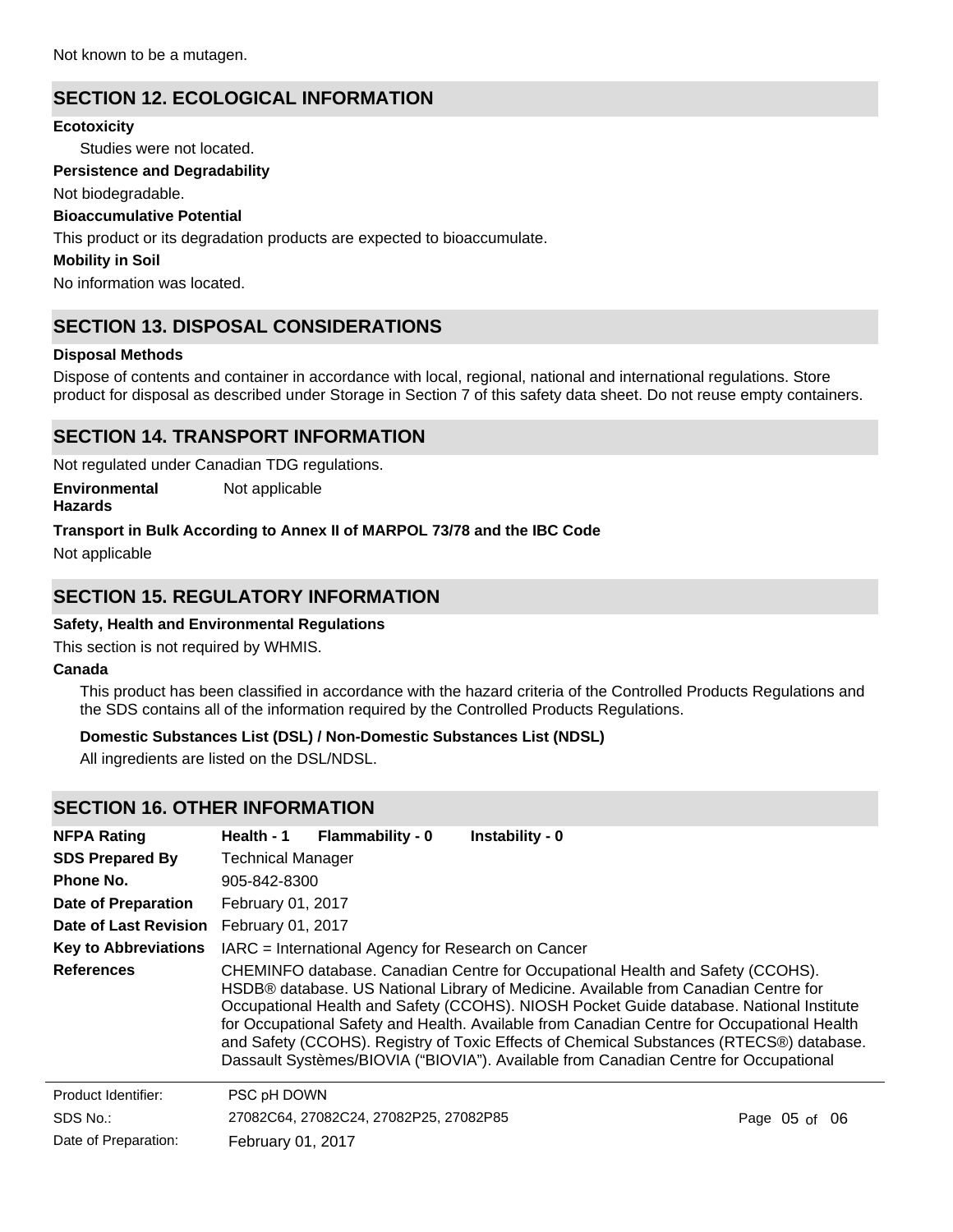Not known to be a mutagen.

## SECTION 12. ECOLOGICAL INFORMATION

**Ecotoxicity**

Studies were not located.

**Persistence and Degradability**

Not biodegradable.

**Bioaccumulative Potential**

This product or its degradation products are expected to bioaccumulate.

**Mobility in Soil**

No information was located.

## SECTION 13. DISPOSAL CONSIDERATIONS

**Disposal Methods**

Dispose of contents and container in accordance with local, regional, national and international regulations. Store product for disposal as described under Storage in Section 7 of this safety data sheet. Do not reuse empty containers.

## SECTION 14. TRANSPORT INFORMATION

Not regulated under Canadian TDG regulations.

**Environmental Hazards** Not applicable

**Transport in Bulk According to Annex II of MARPOL 73/78 and the IBC Code**

Not applicable

## SECTION 15. REGULATORY INFORMATION

**Safety, Health and Environmental Regulations**

This section is not required by WHMIS.

**Canada**

This product has been classified in accordance with the hazard criteria of the Controlled Products Regulations and the SDS contains all of the information required by the Controlled Products Regulations.

**Domestic Substances List (DSL) / Non-Domestic Substances List (NDSL)**

All ingredients are listed on the DSL/NDSL.

## SECTION 16. OTHER INFORMATION

**NFPA Rating** **Health - 1** **Flammability - 0** **Instability - 0**

**SDS Prepared By** Technical Manager

**Phone No.** 905-842-8300

**Date of Preparation** February 01, 2017

**Date of Last Revision** February 01, 2017

**Key to Abbreviations** IARC = International Agency for Research on Cancer

**References** CHEMINFO database. Canadian Centre for Occupational Health and Safety (CCOHS). HSDB® database. US National Library of Medicine. Available from Canadian Centre for Occupational Health and Safety (CCOHS). NIOSH Pocket Guide database. National Institute for Occupational Safety and Health. Available from Canadian Centre for Occupational Health and Safety (CCOHS). Registry of Toxic Effects of Chemical Substances (RTECS®) database. Dassault Systèmes/BIOVIA ("BIOVIA"). Available from Canadian Centre for Occupational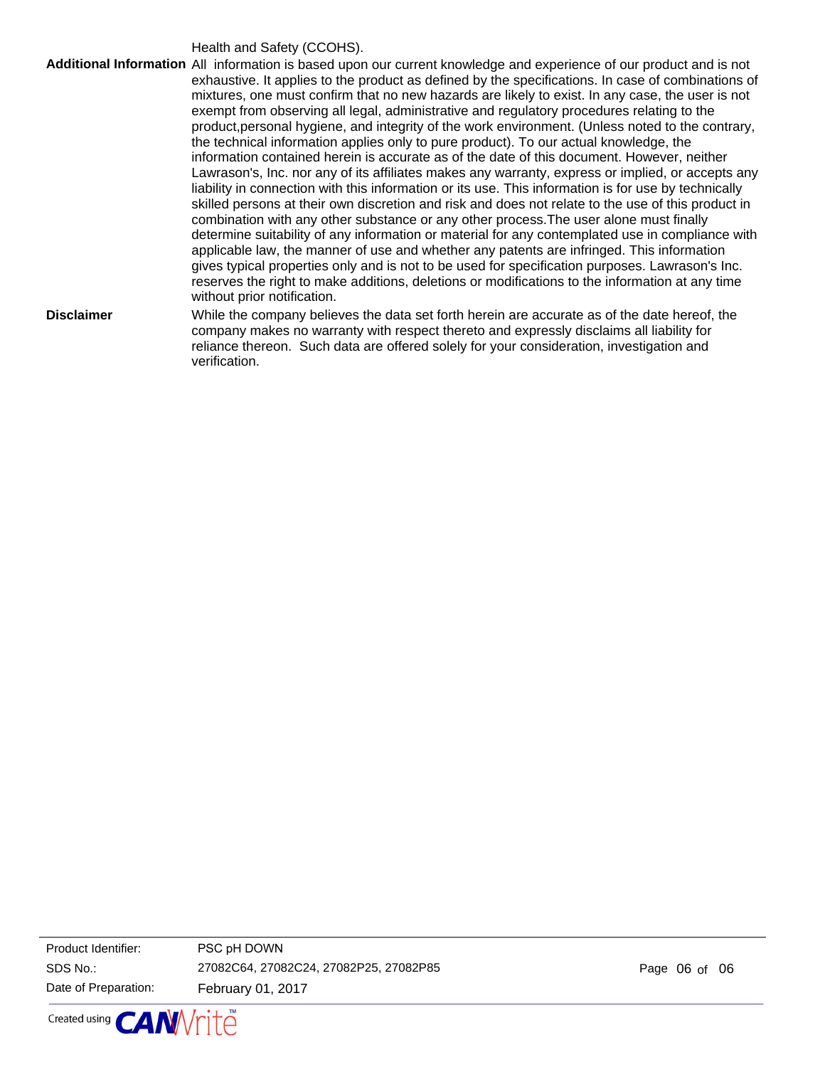Health and Safety (CCOHS).

**Additional Information** All information is based upon our current knowledge and experience of our product and is not exhaustive. It applies to the product as defined by the specifications. In case of combinations of mixtures, one must confirm that no new hazards are likely to exist. In any case, the user is not exempt from observing all legal, administrative and regulatory procedures relating to the product,personal hygiene, and integrity of the work environment. (Unless noted to the contrary, the technical information applies only to pure product). To our actual knowledge, the information contained herein is accurate as of the date of this document. However, neither Lawrason's, Inc. nor any of its affiliates makes any warranty, express or implied, or accepts any liability in connection with this information or its use. This information is for use by technically skilled persons at their own discretion and risk and does not relate to the use of this product in combination with any other substance or any other process.The user alone must finally determine suitability of any information or material for any contemplated use in compliance with applicable law, the manner of use and whether any patents are infringed. This information gives typical properties only and is not to be used for specification purposes. Lawrason's Inc. reserves the right to make additions, deletions or modifications to the information at any time without prior notification.

**Disclaimer** While the company believes the data set forth herein are accurate as of the date hereof, the company makes no warranty with respect thereto and expressly disclaims all liability for reliance thereon. Such data are offered solely for your consideration, investigation and verification.